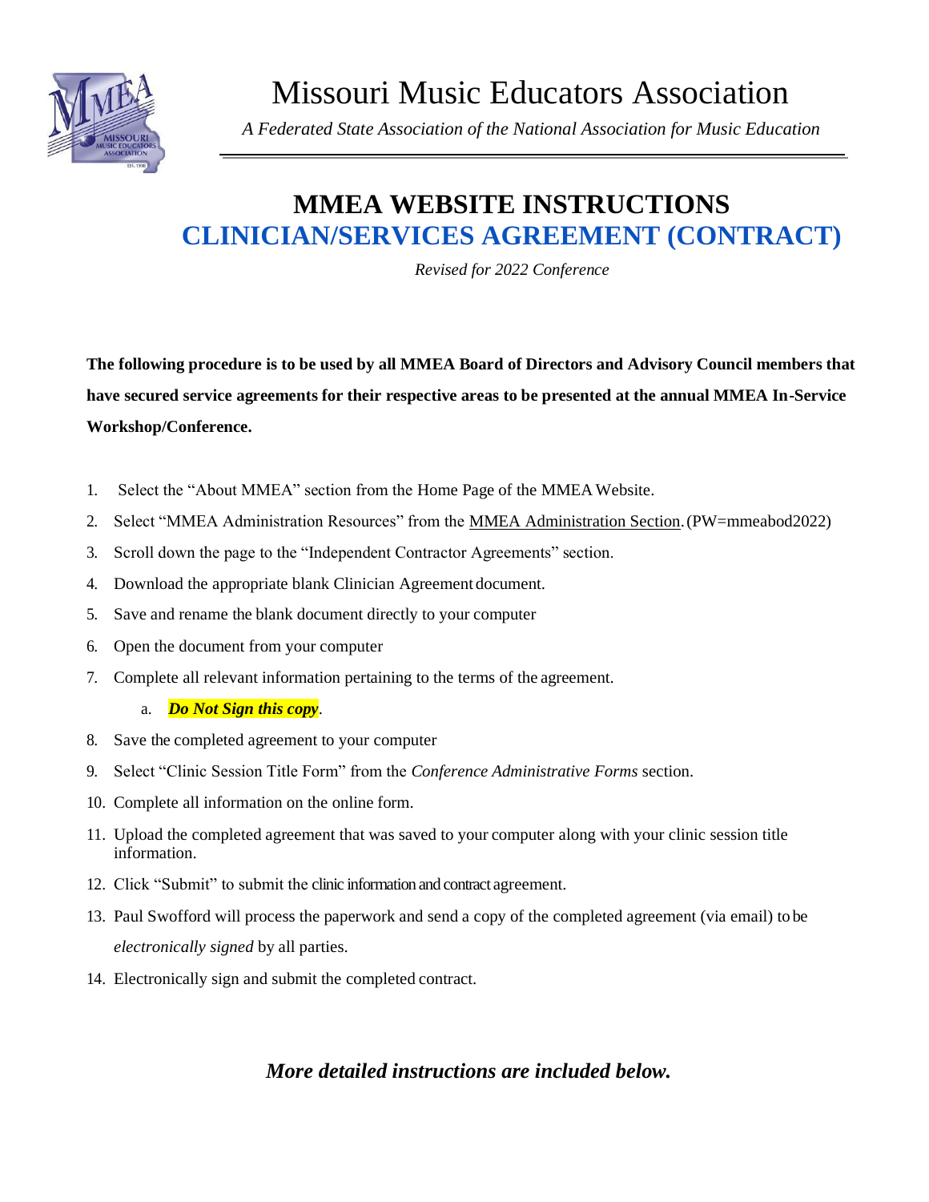# Missouri Music Educators Association

*A Federated State Association of the National Association for Music Education*

## MMEA WEBSITE INSTRUCTIONS
## CLINICIAN/SERVICES AGREEMENT (CONTRACT)

*Revised for 2022 Conference*

**The following procedure is to be used by all MMEA Board of Directors and Advisory Council members that have secured service agreements for their respective areas to be presented at the annual MMEA In-Service Workshop/Conference.**

1. Select the "About MMEA" section from the Home Page of the MMEA Website.
2. Select "MMEA Administration Resources" from the MMEA Administration Section. (PW=mmeabod2022)
3. Scroll down the page to the "Independent Contractor Agreements" section.
4. Download the appropriate blank Clinician Agreement document.
5. Save and rename the blank document directly to your computer
6. Open the document from your computer
7. Complete all relevant information pertaining to the terms of the agreement.
   a. ***Do Not Sign this copy***.
8. Save the completed agreement to your computer
9. Select "Clinic Session Title Form" from the *Conference Administrative Forms* section.
10. Complete all information on the online form.
11. Upload the completed agreement that was saved to your computer along with your clinic session title information.
12. Click "Submit" to submit the clinic information and contract agreement.
13. Paul Swofford will process the paperwork and send a copy of the completed agreement (via email) to be *electronically signed* by all parties.
14. Electronically sign and submit the completed contract.

***More detailed instructions are included below.***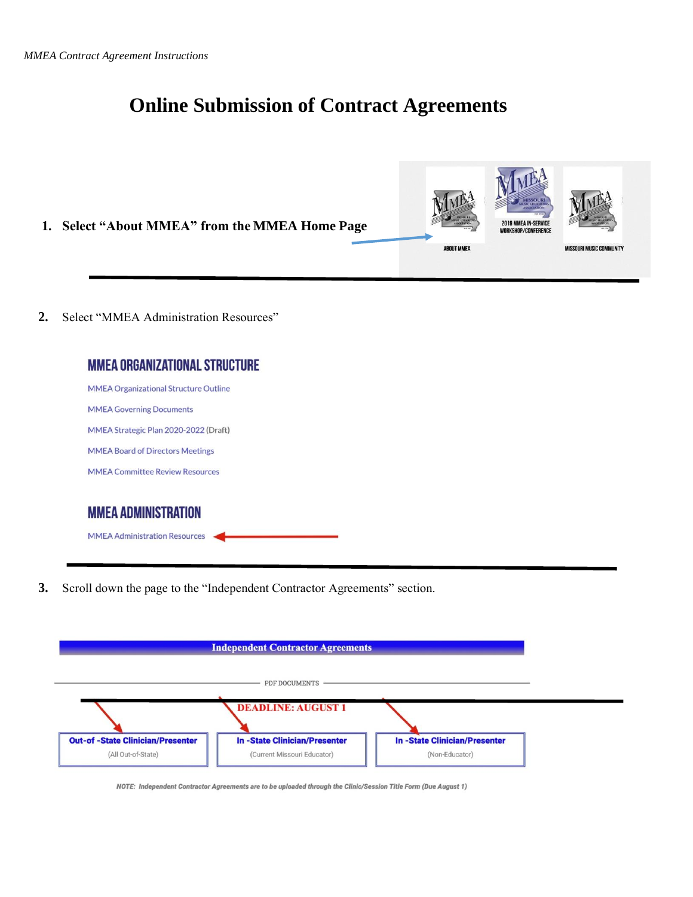# Online Submission of Contract Agreements

1. **Select "About MMEA" from the MMEA Home Page**

ABOUT MMEA

2019 MMEA IN-SERVICE WORKSHOP/CONFERENCE

MISSOURI MUSIC COMMUNITY

2. Select "MMEA Administration Resources"

## MMEA ORGANIZATIONAL STRUCTURE

MMEA Organizational Structure Outline

MMEA Governing Documents

MMEA Strategic Plan 2020-2022 (Draft)

MMEA Board of Directors Meetings

MMEA Committee Review Resources

## MMEA ADMINISTRATION

MMEA Administration Resources

3. Scroll down the page to the "Independent Contractor Agreements" section.

**Independent Contractor Agreements**

PDF DOCUMENTS

**DEADLINE: AUGUST 1**

| | | |
|---|---|---|
| **Out-of -State Clinician/Presenter** (All Out-of-State) | **In -State Clinician/Presenter** (Current Missouri Educator) | **In -State Clinician/Presenter** (Non-Educator) |

*NOTE: Independent Contractor Agreements are to be uploaded through the Clinic/Session Title Form (Due August 1)*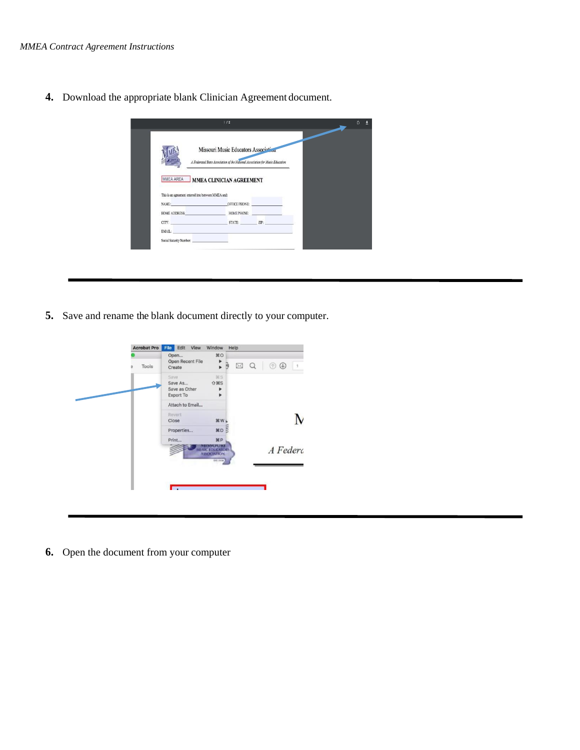4. Download the appropriate blank Clinician Agreement document.

5. Save and rename the blank document directly to your computer.

6. Open the document from your computer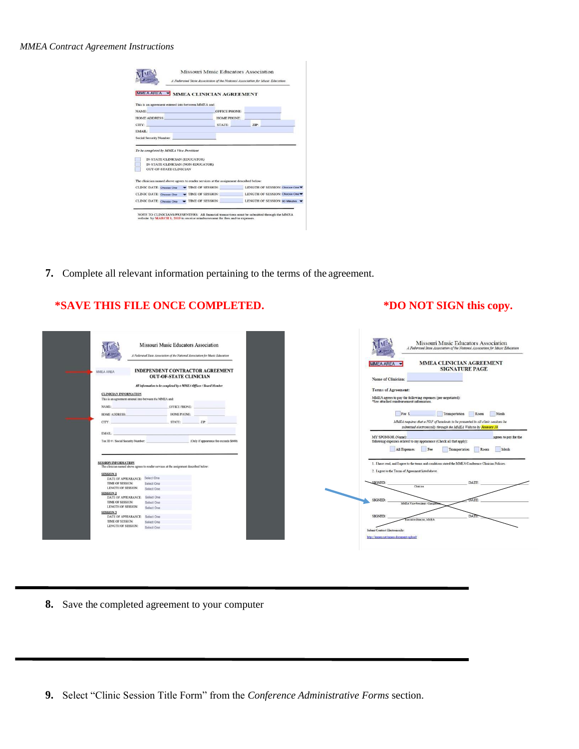*MMEA Contract Agreement Instructions*

7. Complete all relevant information pertaining to the terms of the agreement.

**\*SAVE THIS FILE ONCE COMPLETED.**

**\*DO NOT SIGN this copy.**

8. Save the completed agreement to your computer

9. Select "Clinic Session Title Form" from the *Conference Administrative Forms* section.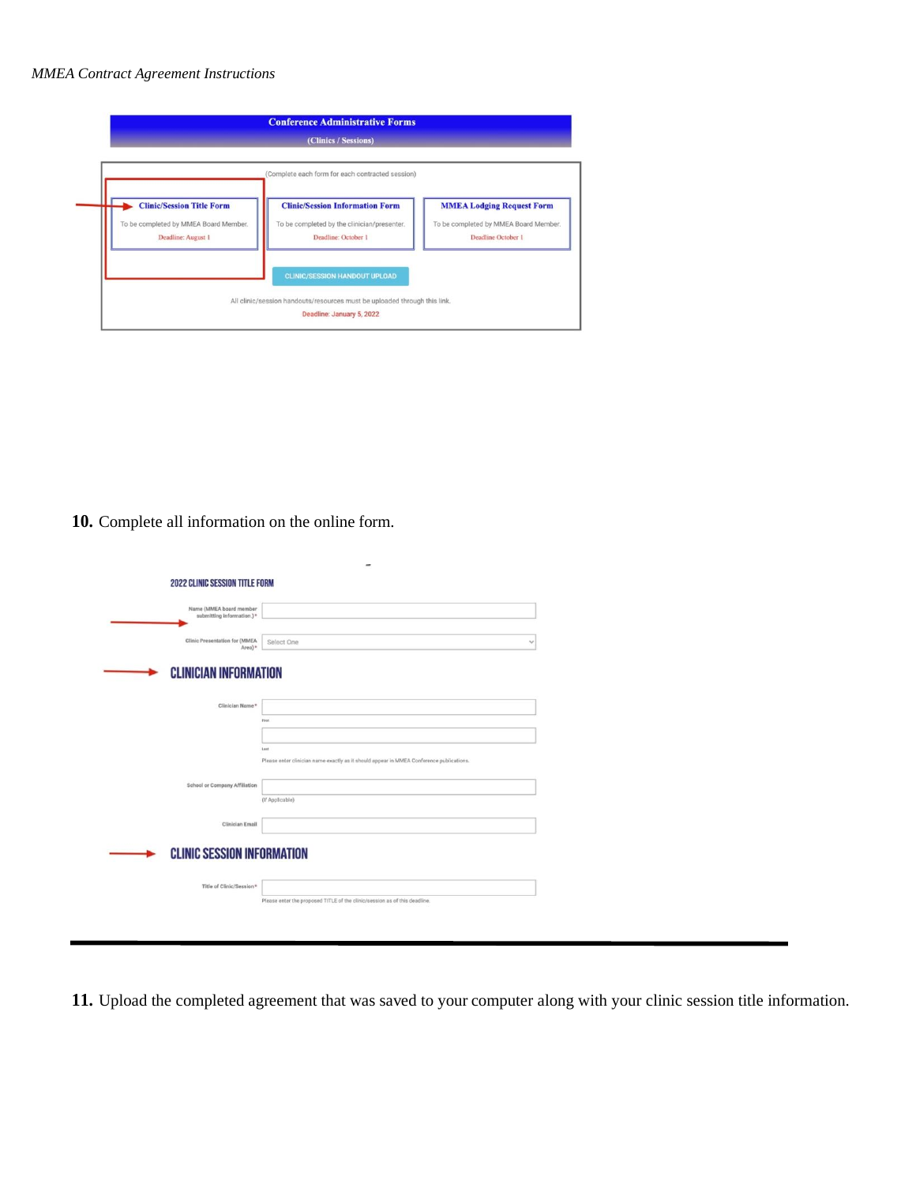*MMEA Contract Agreement Instructions*

**Conference Administrative Forms**

**(Clinics / Sessions)**

(Complete each form for each contracted session)

| Clinic/Session Title Form | Clinic/Session Information Form | MMEA Lodging Request Form |
| --- | --- | --- |
| To be completed by MMEA Board Member. | To be completed by the clinician/presenter. | To be completed by MMEA Board Member. |
| Deadline: August 1 | Deadline: October 1 | Deadline October 1 |

CLINIC/SESSION HANDOUT UPLOAD

All clinic/session handouts/resources must be uploaded through this link.

Deadline: January 5, 2022

**10.** Complete all information on the online form.

**2022 CLINIC SESSION TITLE FORM**

Name (MMEA board member submitting information.)*

Clinic Presentation for (MMEA Area)* — Select One

**CLINICIAN INFORMATION**

Clinician Name* — First / Last

Please enter clinician name exactly as it should appear in MMEA Conference publications.

School or Company Affiliation — (If Applicable)

Clinician Email

**CLINIC SESSION INFORMATION**

Title of Clinic/Session*

Please enter the proposed TITLE of the clinic/session as of this deadline.

---

**11.** Upload the completed agreement that was saved to your computer along with your clinic session title information.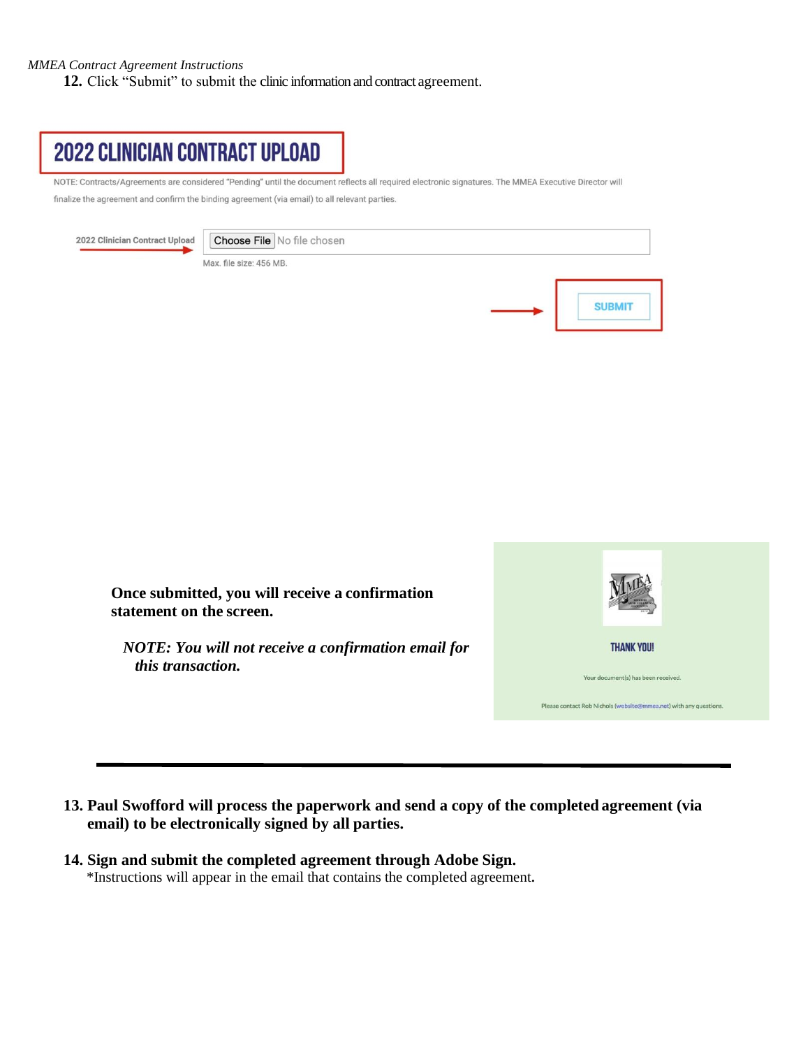*MMEA Contract Agreement Instructions*

12. Click "Submit" to submit the clinic information and contract agreement.

2022 CLINICIAN CONTRACT UPLOAD

NOTE: Contracts/Agreements are considered "Pending" until the document reflects all required electronic signatures. The MMEA Executive Director will finalize the agreement and confirm the binding agreement (via email) to all relevant parties.

2022 Clinician Contract Upload | Choose File No file chosen

Max. file size: 456 MB.

SUBMIT

**Once submitted, you will receive a confirmation statement on the screen.**

***NOTE: You will not receive a confirmation email for this transaction.***

THANK YOU!

Your document(s) has been received.

Please contact Rob Nichols (website@mmea.net) with any questions.

---

**13. Paul Swofford will process the paperwork and send a copy of the completed agreement (via email) to be electronically signed by all parties.**

**14. Sign and submit the completed agreement through Adobe Sign.**
*Instructions will appear in the email that contains the completed agreement.